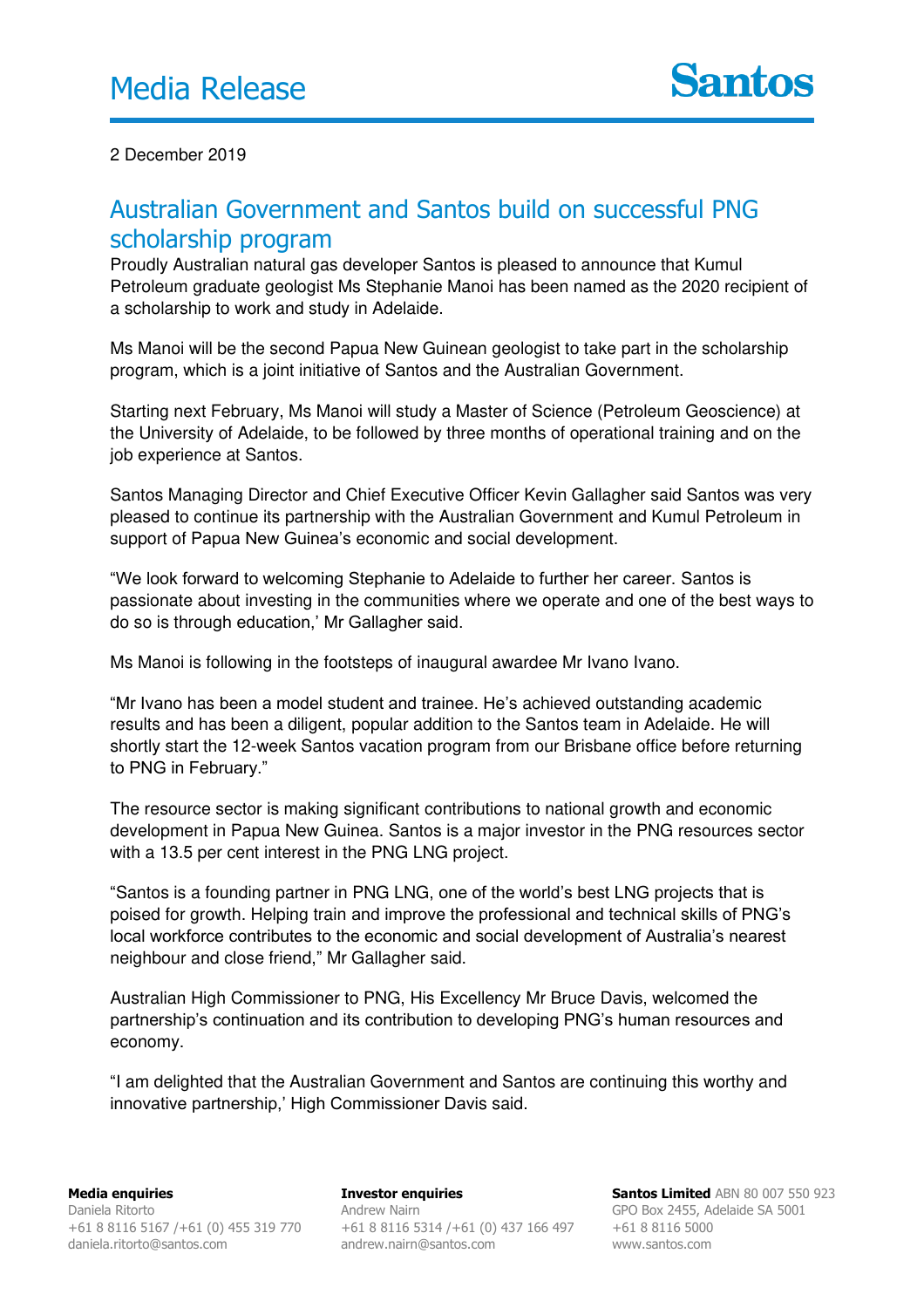# Media Release

**Santos**

2 December 2019

## Australian Government and Santos build on successful PNG scholarship program

Proudly Australian natural gas developer Santos is pleased to announce that Kumul Petroleum graduate geologist Ms Stephanie Manoi has been named as the 2020 recipient of a scholarship to work and study in Adelaide.

Ms Manoi will be the second Papua New Guinean geologist to take part in the scholarship program, which is a joint initiative of Santos and the Australian Government.

Starting next February, Ms Manoi will study a Master of Science (Petroleum Geoscience) at the University of Adelaide, to be followed by three months of operational training and on the job experience at Santos.

Santos Managing Director and Chief Executive Officer Kevin Gallagher said Santos was very pleased to continue its partnership with the Australian Government and Kumul Petroleum in support of Papua New Guinea's economic and social development.

"We look forward to welcoming Stephanie to Adelaide to further her career. Santos is passionate about investing in the communities where we operate and one of the best ways to do so is through education,' Mr Gallagher said.

Ms Manoi is following in the footsteps of inaugural awardee Mr Ivano Ivano.

"Mr Ivano has been a model student and trainee. He's achieved outstanding academic results and has been a diligent, popular addition to the Santos team in Adelaide. He will shortly start the 12-week Santos vacation program from our Brisbane office before returning to PNG in February."

The resource sector is making significant contributions to national growth and economic development in Papua New Guinea. Santos is a major investor in the PNG resources sector with a 13.5 per cent interest in the PNG LNG project.

"Santos is a founding partner in PNG LNG, one of the world's best LNG projects that is poised for growth. Helping train and improve the professional and technical skills of PNG's local workforce contributes to the economic and social development of Australia's nearest neighbour and close friend," Mr Gallagher said.

Australian High Commissioner to PNG, His Excellency Mr Bruce Davis, welcomed the partnership's continuation and its contribution to developing PNG's human resources and economy.

"I am delighted that the Australian Government and Santos are continuing this worthy and innovative partnership,' High Commissioner Davis said.

**Media enquiries**
Daniela Ritorto
+61 8 8116 5167 /+61 (0) 455 319 770
daniela.ritorto@santos.com

**Investor enquiries**
Andrew Nairn
+61 8 8116 5314 /+61 (0) 437 166 497
andrew.nairn@santos.com

**Santos Limited** ABN 80 007 550 923
GPO Box 2455, Adelaide SA 5001
+61 8 8116 5000
www.santos.com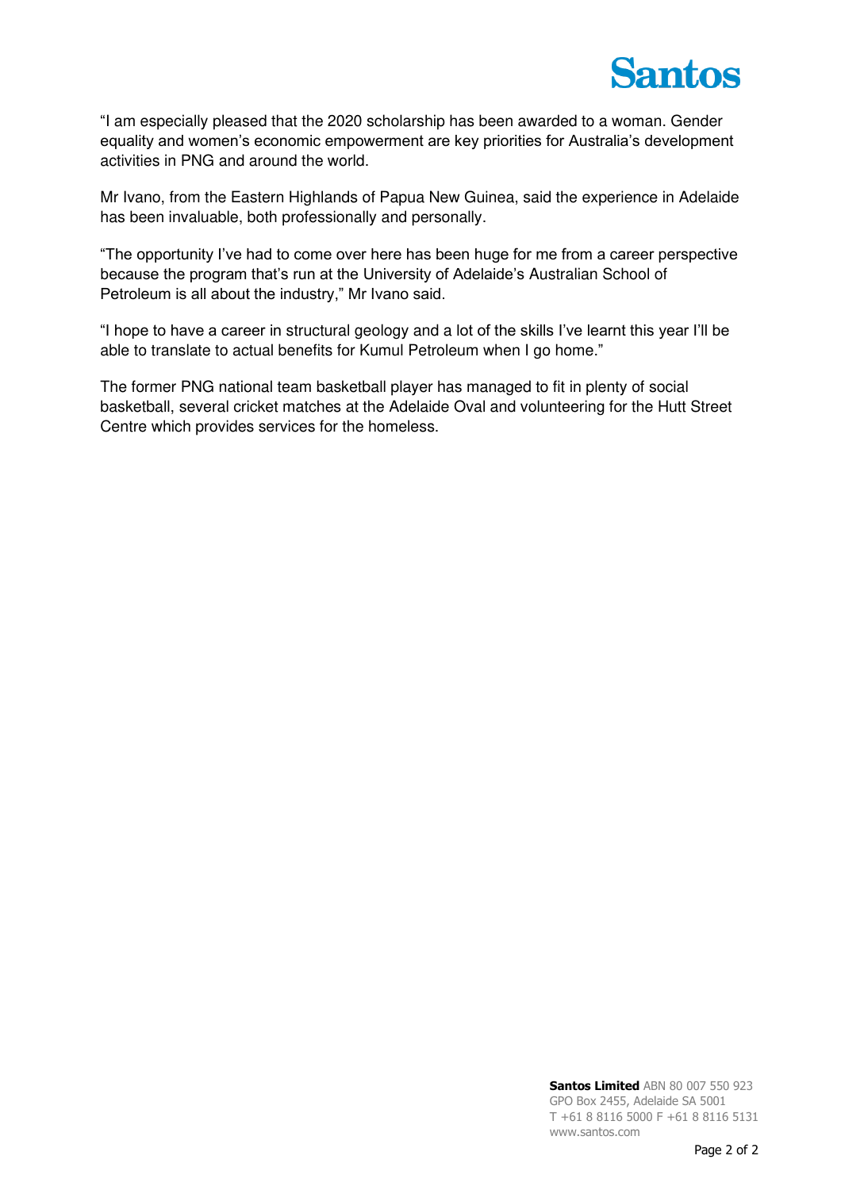"I am especially pleased that the 2020 scholarship has been awarded to a woman. Gender equality and women's economic empowerment are key priorities for Australia's development activities in PNG and around the world.

Mr Ivano, from the Eastern Highlands of Papua New Guinea, said the experience in Adelaide has been invaluable, both professionally and personally.

"The opportunity I've had to come over here has been huge for me from a career perspective because the program that's run at the University of Adelaide's Australian School of Petroleum is all about the industry," Mr Ivano said.

"I hope to have a career in structural geology and a lot of the skills I've learnt this year I'll be able to translate to actual benefits for Kumul Petroleum when I go home."

The former PNG national team basketball player has managed to fit in plenty of social basketball, several cricket matches at the Adelaide Oval and volunteering for the Hutt Street Centre which provides services for the homeless.

**Santos Limited** ABN 80 007 550 923
GPO Box 2455, Adelaide SA 5001
T +61 8 8116 5000 F +61 8 8116 5131
www.santos.com